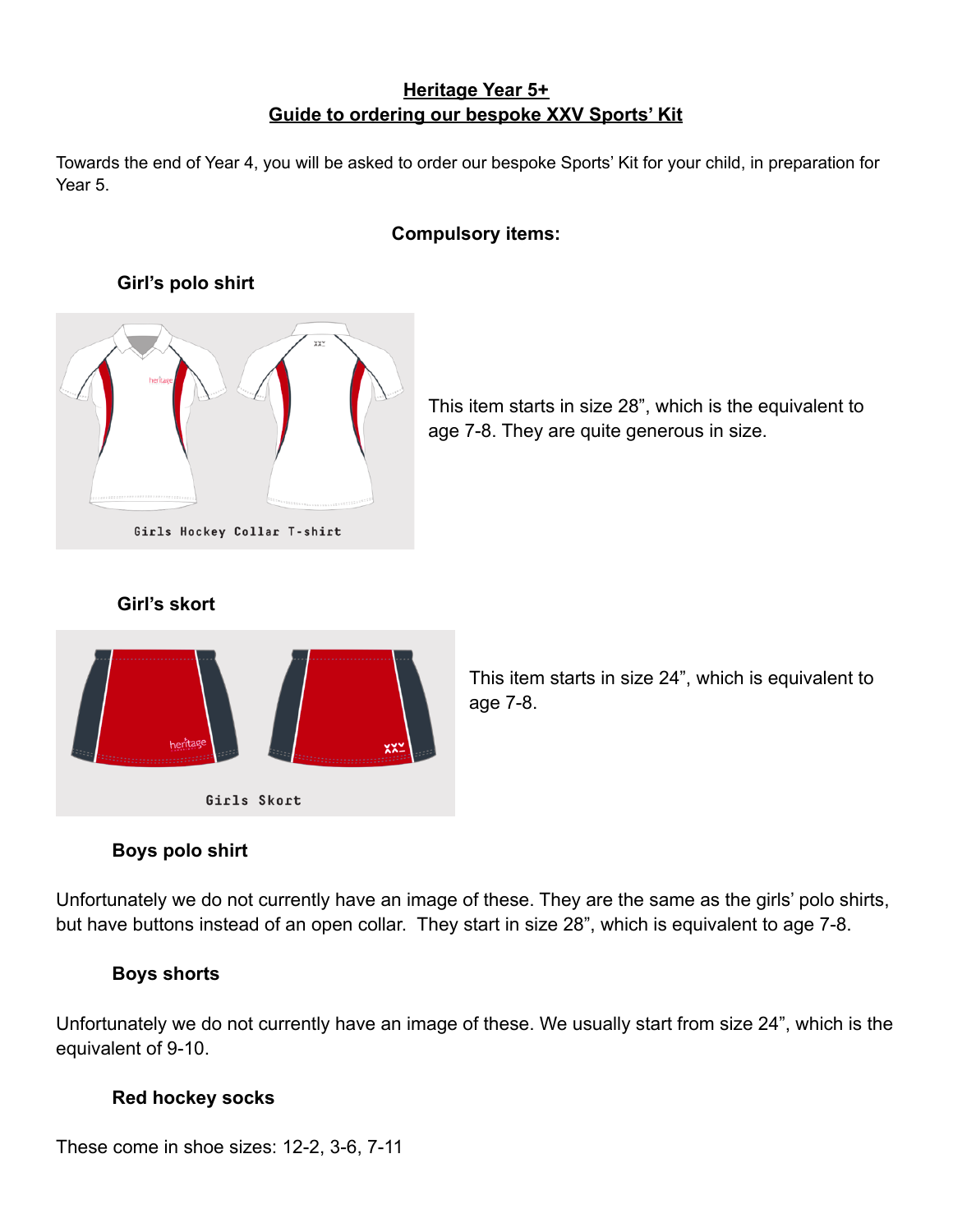# Heritage Year 5+
## Guide to ordering our bespoke XXV Sports' Kit

Towards the end of Year 4, you will be asked to order our bespoke Sports' Kit for your child, in preparation for Year 5.

**Compulsory items:**

**Girl's polo shirt**

Girls Hockey Collar T-shirt

This item starts in size 28", which is the equivalent to age 7-8. They are quite generous in size.

**Girl's skort**

Girls Skort

This item starts in size 24", which is equivalent to age 7-8.

**Boys polo shirt**

Unfortunately we do not currently have an image of these. They are the same as the girls' polo shirts, but have buttons instead of an open collar. They start in size 28", which is equivalent to age 7-8.

**Boys shorts**

Unfortunately we do not currently have an image of these. We usually start from size 24", which is the equivalent of 9-10.

**Red hockey socks**

These come in shoe sizes: 12-2, 3-6, 7-11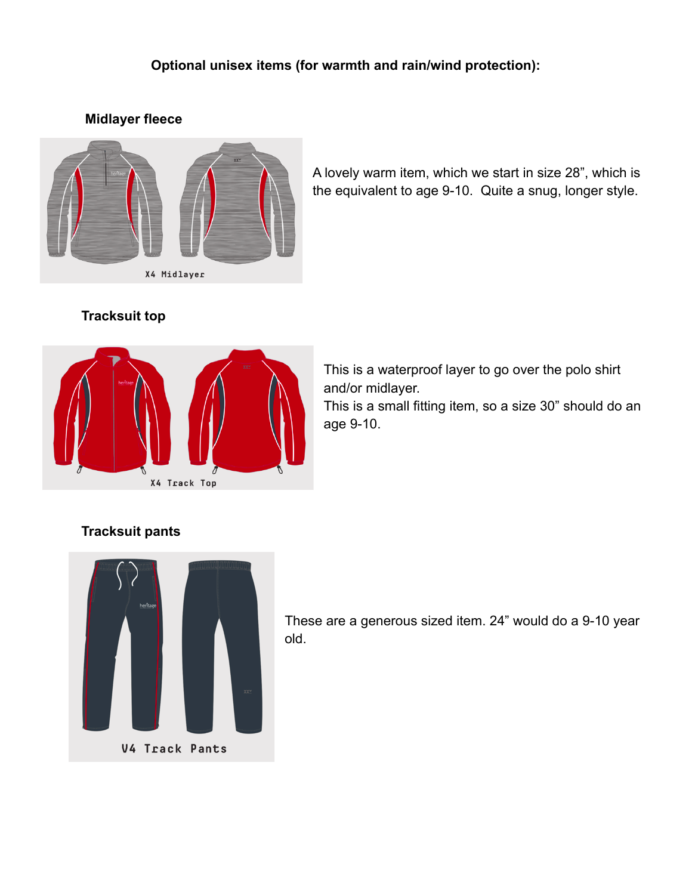**Optional unisex items (for warmth and rain/wind protection):**

### Midlayer fleece

A lovely warm item, which we start in size 28”, which is the equivalent to age 9-10. Quite a snug, longer style.

### Tracksuit top

This is a waterproof layer to go over the polo shirt and/or midlayer.
This is a small fitting item, so a size 30” should do an age 9-10.

### Tracksuit pants

These are a generous sized item. 24” would do a 9-10 year old.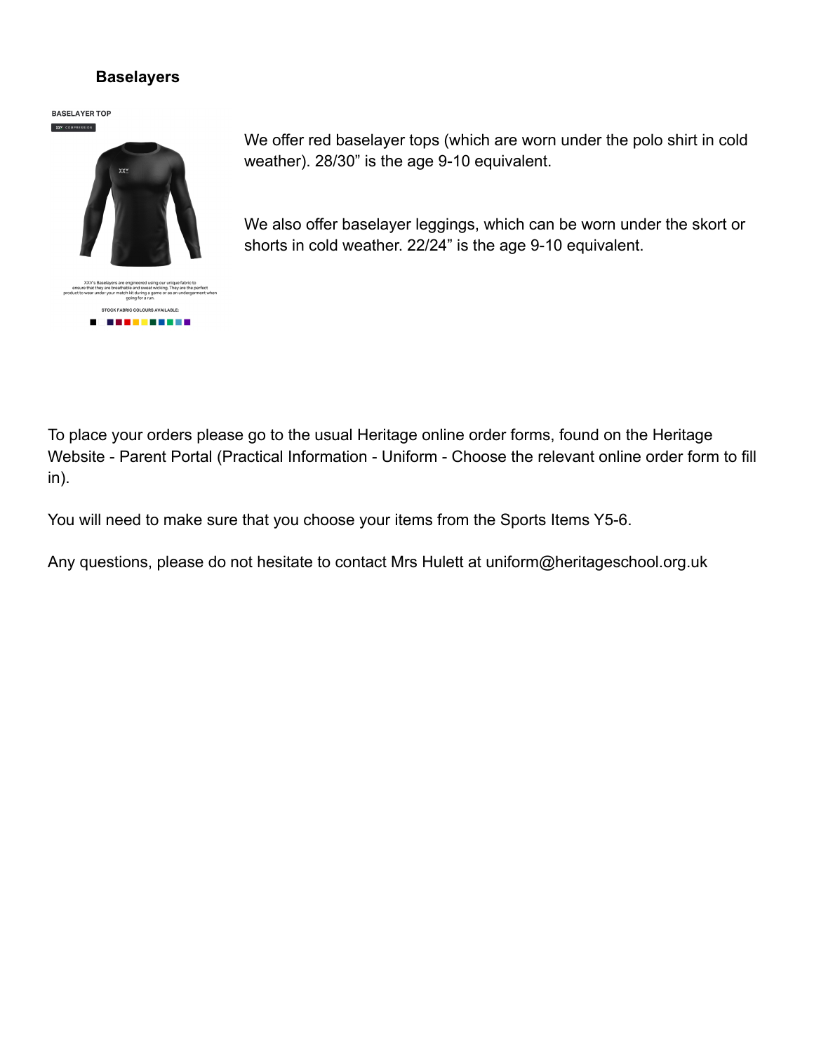### Baselayers

BASELAYER TOP

XXV COMPRESSION

XXV's Baselayers are engineered using our unique fabric to ensure that they are breathable and sweat wicking. They are the perfect product to wear under your match kit during a game or as an undergarment when going for a run.

STOCK FABRIC COLOURS AVAILABLE:

We offer red baselayer tops (which are worn under the polo shirt in cold weather). 28/30" is the age 9-10 equivalent.

We also offer baselayer leggings, which can be worn under the skort or shorts in cold weather. 22/24" is the age 9-10 equivalent.

To place your orders please go to the usual Heritage online order forms, found on the Heritage Website - Parent Portal (Practical Information - Uniform - Choose the relevant online order form to fill in).

You will need to make sure that you choose your items from the Sports Items Y5-6.

Any questions, please do not hesitate to contact Mrs Hulett at uniform@heritageschool.org.uk